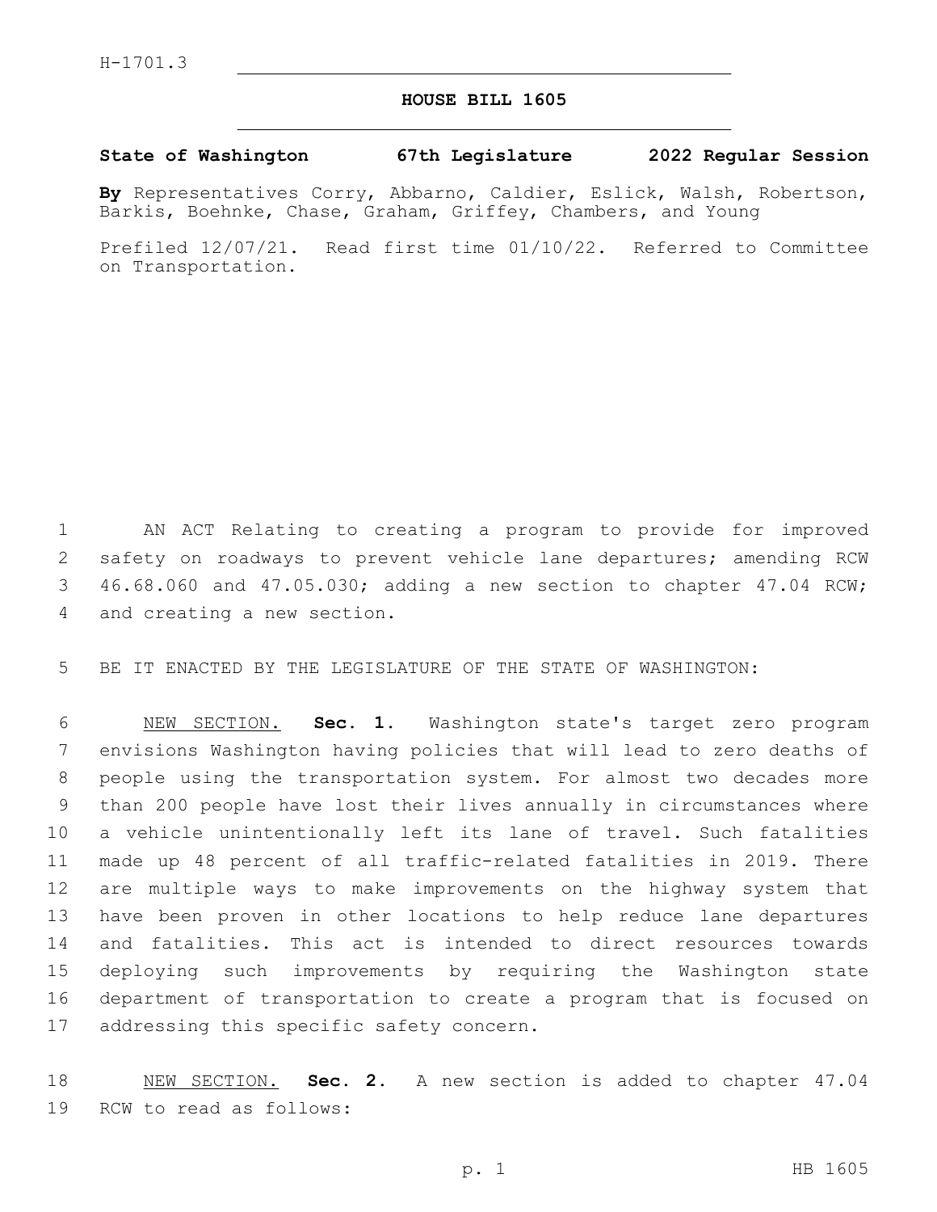H-1701.3

# HOUSE BILL 1605

**State of Washington 67th Legislature 2022 Regular Session**

**By** Representatives Corry, Abbarno, Caldier, Eslick, Walsh, Robertson, Barkis, Boehnke, Chase, Graham, Griffey, Chambers, and Young

Prefiled 12/07/21. Read first time 01/10/22. Referred to Committee on Transportation.

AN ACT Relating to creating a program to provide for improved safety on roadways to prevent vehicle lane departures; amending RCW 46.68.060 and 47.05.030; adding a new section to chapter 47.04 RCW; and creating a new section.

BE IT ENACTED BY THE LEGISLATURE OF THE STATE OF WASHINGTON:

NEW SECTION. **Sec. 1.** Washington state's target zero program envisions Washington having policies that will lead to zero deaths of people using the transportation system. For almost two decades more than 200 people have lost their lives annually in circumstances where a vehicle unintentionally left its lane of travel. Such fatalities made up 48 percent of all traffic-related fatalities in 2019. There are multiple ways to make improvements on the highway system that have been proven in other locations to help reduce lane departures and fatalities. This act is intended to direct resources towards deploying such improvements by requiring the Washington state department of transportation to create a program that is focused on addressing this specific safety concern.

NEW SECTION. **Sec. 2.** A new section is added to chapter 47.04 RCW to read as follows: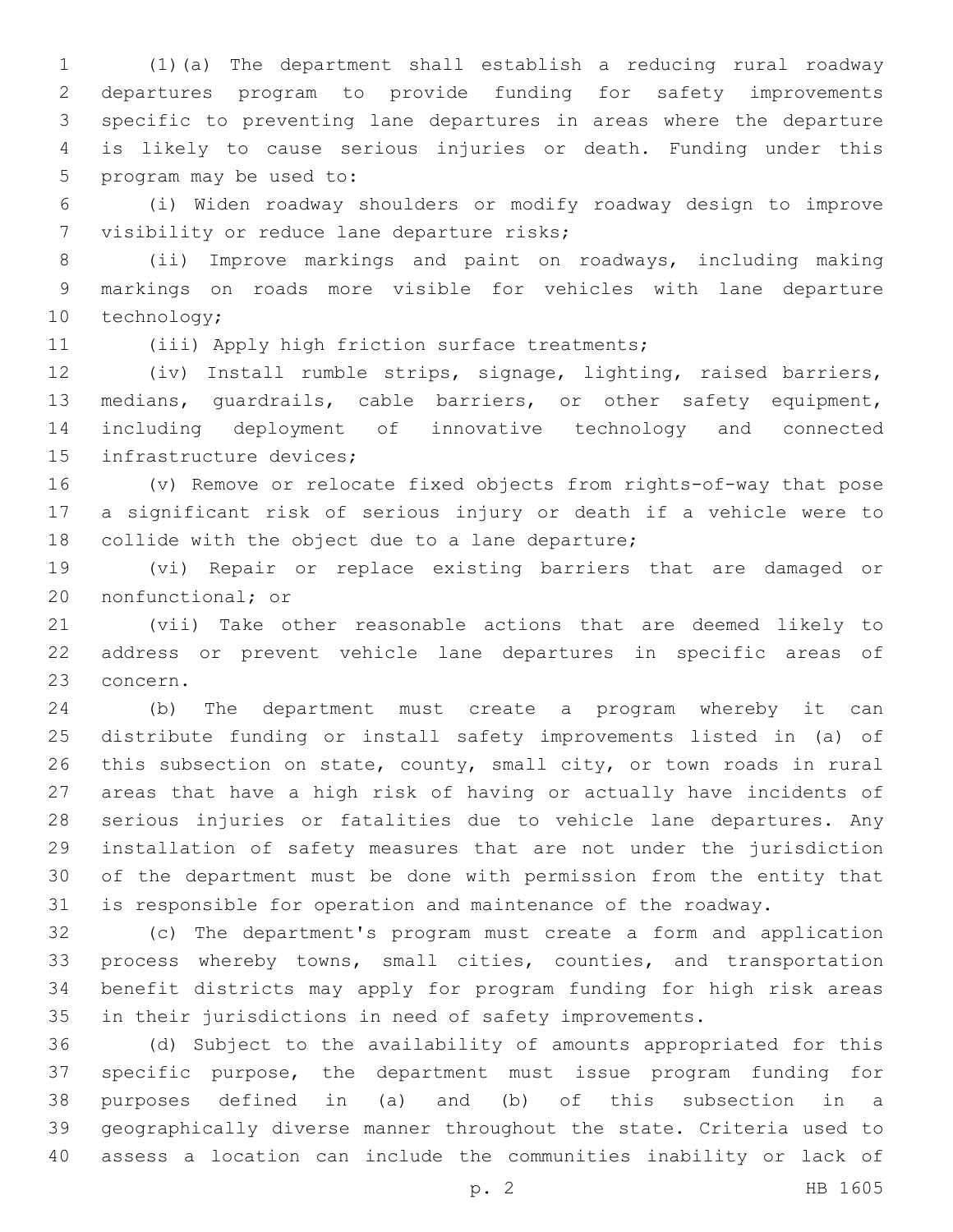(1)(a) The department shall establish a reducing rural roadway departures program to provide funding for safety improvements specific to preventing lane departures in areas where the departure is likely to cause serious injuries or death. Funding under this program may be used to:

(i) Widen roadway shoulders or modify roadway design to improve visibility or reduce lane departure risks;

(ii) Improve markings and paint on roadways, including making markings on roads more visible for vehicles with lane departure technology;

(iii) Apply high friction surface treatments;

(iv) Install rumble strips, signage, lighting, raised barriers, medians, guardrails, cable barriers, or other safety equipment, including deployment of innovative technology and connected infrastructure devices;

(v) Remove or relocate fixed objects from rights-of-way that pose a significant risk of serious injury or death if a vehicle were to collide with the object due to a lane departure;

(vi) Repair or replace existing barriers that are damaged or nonfunctional; or

(vii) Take other reasonable actions that are deemed likely to address or prevent vehicle lane departures in specific areas of concern.

(b) The department must create a program whereby it can distribute funding or install safety improvements listed in (a) of this subsection on state, county, small city, or town roads in rural areas that have a high risk of having or actually have incidents of serious injuries or fatalities due to vehicle lane departures. Any installation of safety measures that are not under the jurisdiction of the department must be done with permission from the entity that is responsible for operation and maintenance of the roadway.

(c) The department's program must create a form and application process whereby towns, small cities, counties, and transportation benefit districts may apply for program funding for high risk areas in their jurisdictions in need of safety improvements.

(d) Subject to the availability of amounts appropriated for this specific purpose, the department must issue program funding for purposes defined in (a) and (b) of this subsection in a geographically diverse manner throughout the state. Criteria used to assess a location can include the communities inability or lack of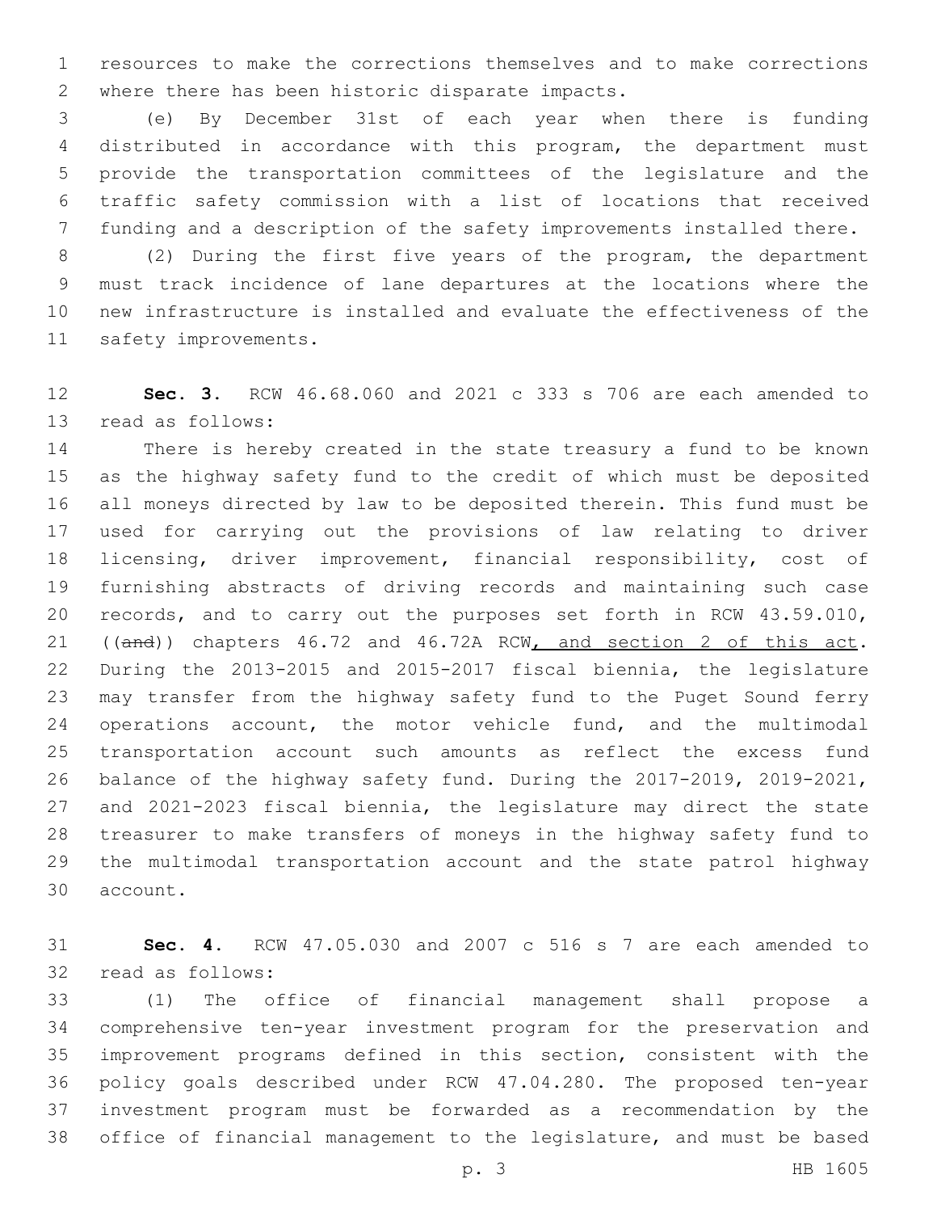resources to make the corrections themselves and to make corrections where there has been historic disparate impacts.

(e) By December 31st of each year when there is funding distributed in accordance with this program, the department must provide the transportation committees of the legislature and the traffic safety commission with a list of locations that received funding and a description of the safety improvements installed there.

(2) During the first five years of the program, the department must track incidence of lane departures at the locations where the new infrastructure is installed and evaluate the effectiveness of the safety improvements.

**Sec. 3.** RCW 46.68.060 and 2021 c 333 s 706 are each amended to read as follows:

There is hereby created in the state treasury a fund to be known as the highway safety fund to the credit of which must be deposited all moneys directed by law to be deposited therein. This fund must be used for carrying out the provisions of law relating to driver licensing, driver improvement, financial responsibility, cost of furnishing abstracts of driving records and maintaining such case records, and to carry out the purposes set forth in RCW 43.59.010, ((and)) chapters 46.72 and 46.72A RCW, and section 2 of this act. During the 2013-2015 and 2015-2017 fiscal biennia, the legislature may transfer from the highway safety fund to the Puget Sound ferry operations account, the motor vehicle fund, and the multimodal transportation account such amounts as reflect the excess fund balance of the highway safety fund. During the 2017-2019, 2019-2021, and 2021-2023 fiscal biennia, the legislature may direct the state treasurer to make transfers of moneys in the highway safety fund to the multimodal transportation account and the state patrol highway account.

**Sec. 4.** RCW 47.05.030 and 2007 c 516 s 7 are each amended to read as follows:

(1) The office of financial management shall propose a comprehensive ten-year investment program for the preservation and improvement programs defined in this section, consistent with the policy goals described under RCW 47.04.280. The proposed ten-year investment program must be forwarded as a recommendation by the office of financial management to the legislature, and must be based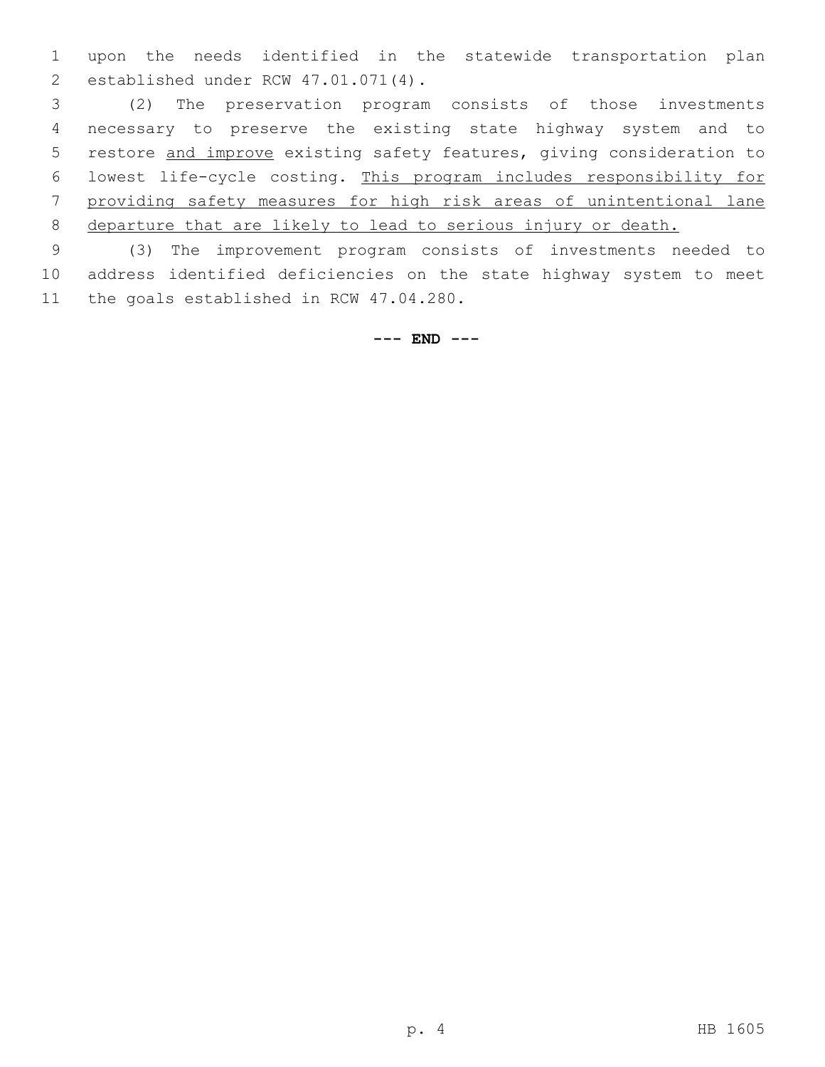upon the needs identified in the statewide transportation plan established under RCW 47.01.071(4).

(2) The preservation program consists of those investments necessary to preserve the existing state highway system and to restore <u>and improve</u> existing safety features, giving consideration to lowest life-cycle costing. <u>This program includes responsibility for providing safety measures for high risk areas of unintentional lane departure that are likely to lead to serious injury or death.</u>

(3) The improvement program consists of investments needed to address identified deficiencies on the state highway system to meet the goals established in RCW 47.04.280.

**--- END ---**